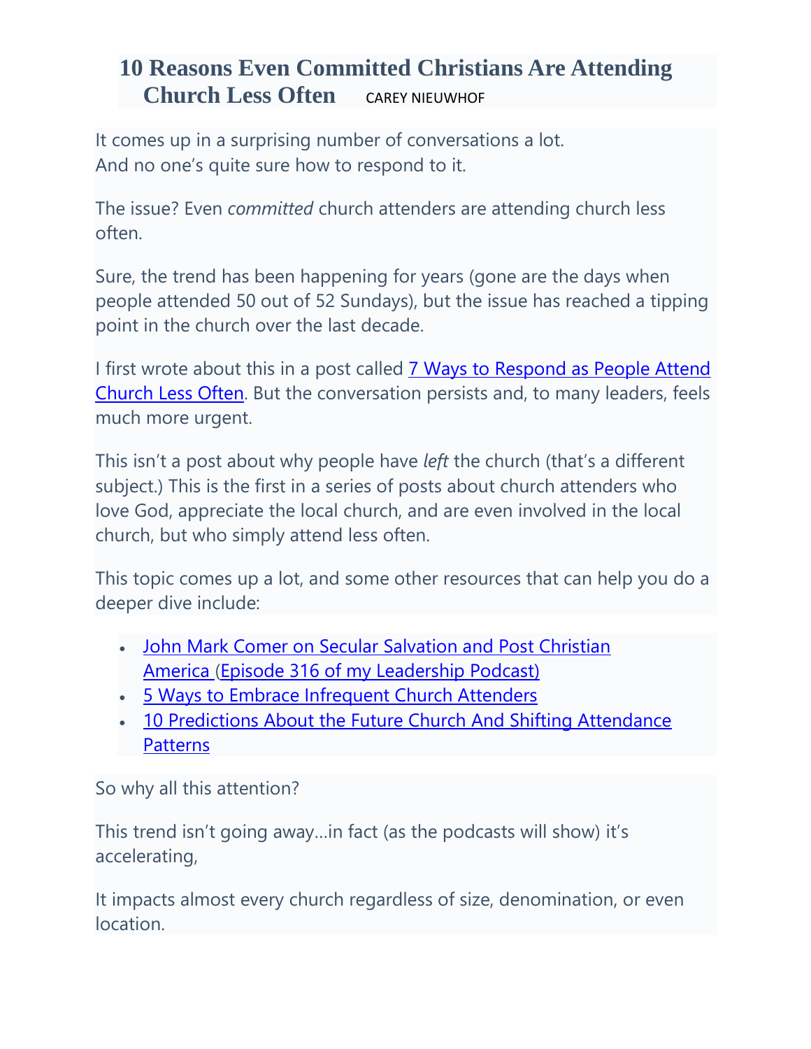# 10 Reasons Even Committed Christians Are Attending Church Less Often

CAREY NIEUWHOF

It comes up in a surprising number of conversations a lot.
And no one's quite sure how to respond to it.

The issue? Even *committed* church attenders are attending church less often.

Sure, the trend has been happening for years (gone are the days when people attended 50 out of 52 Sundays), but the issue has reached a tipping point in the church over the last decade.

I first wrote about this in a post called [7 Ways to Respond as People Attend Church Less Often](). But the conversation persists and, to many leaders, feels much more urgent.

This isn't a post about why people have *left* the church (that's a different subject.) This is the first in a series of posts about church attenders who love God, appreciate the local church, and are even involved in the local church, but who simply attend less often.

This topic comes up a lot, and some other resources that can help you do a deeper dive include:

- [John Mark Comer on Secular Salvation and Post Christian America (Episode 316 of my Leadership Podcast)]()
- [5 Ways to Embrace Infrequent Church Attenders]()
- [10 Predictions About the Future Church And Shifting Attendance Patterns]()

So why all this attention?

This trend isn't going away…in fact (as the podcasts will show) it's accelerating,

It impacts almost every church regardless of size, denomination, or even location.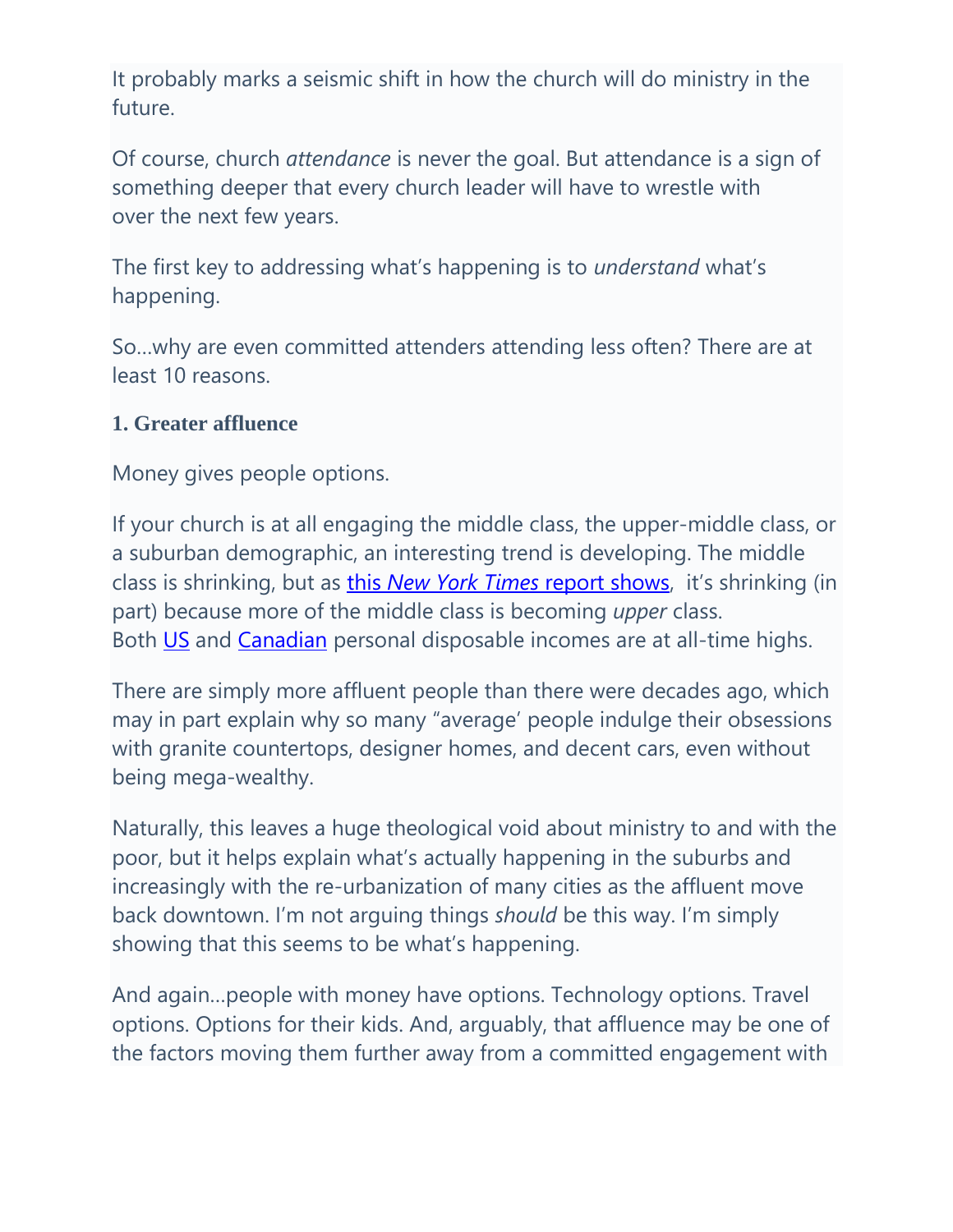It probably marks a seismic shift in how the church will do ministry in the future.

Of course, church *attendance* is never the goal. But attendance is a sign of something deeper that every church leader will have to wrestle with over the next few years.

The first key to addressing what's happening is to *understand* what's happening.

So…why are even committed attenders attending less often? There are at least 10 reasons.

**1. Greater affluence**

Money gives people options.

If your church is at all engaging the middle class, the upper-middle class, or a suburban demographic, an interesting trend is developing. The middle class is shrinking, but as this *New York Times* report shows, it's shrinking (in part) because more of the middle class is becoming *upper* class. Both US and Canadian personal disposable incomes are at all-time highs.

There are simply more affluent people than there were decades ago, which may in part explain why so many "average' people indulge their obsessions with granite countertops, designer homes, and decent cars, even without being mega-wealthy.

Naturally, this leaves a huge theological void about ministry to and with the poor, but it helps explain what's actually happening in the suburbs and increasingly with the re-urbanization of many cities as the affluent move back downtown. I'm not arguing things *should* be this way. I'm simply showing that this seems to be what's happening.

And again…people with money have options. Technology options. Travel options. Options for their kids. And, arguably, that affluence may be one of the factors moving them further away from a committed engagement with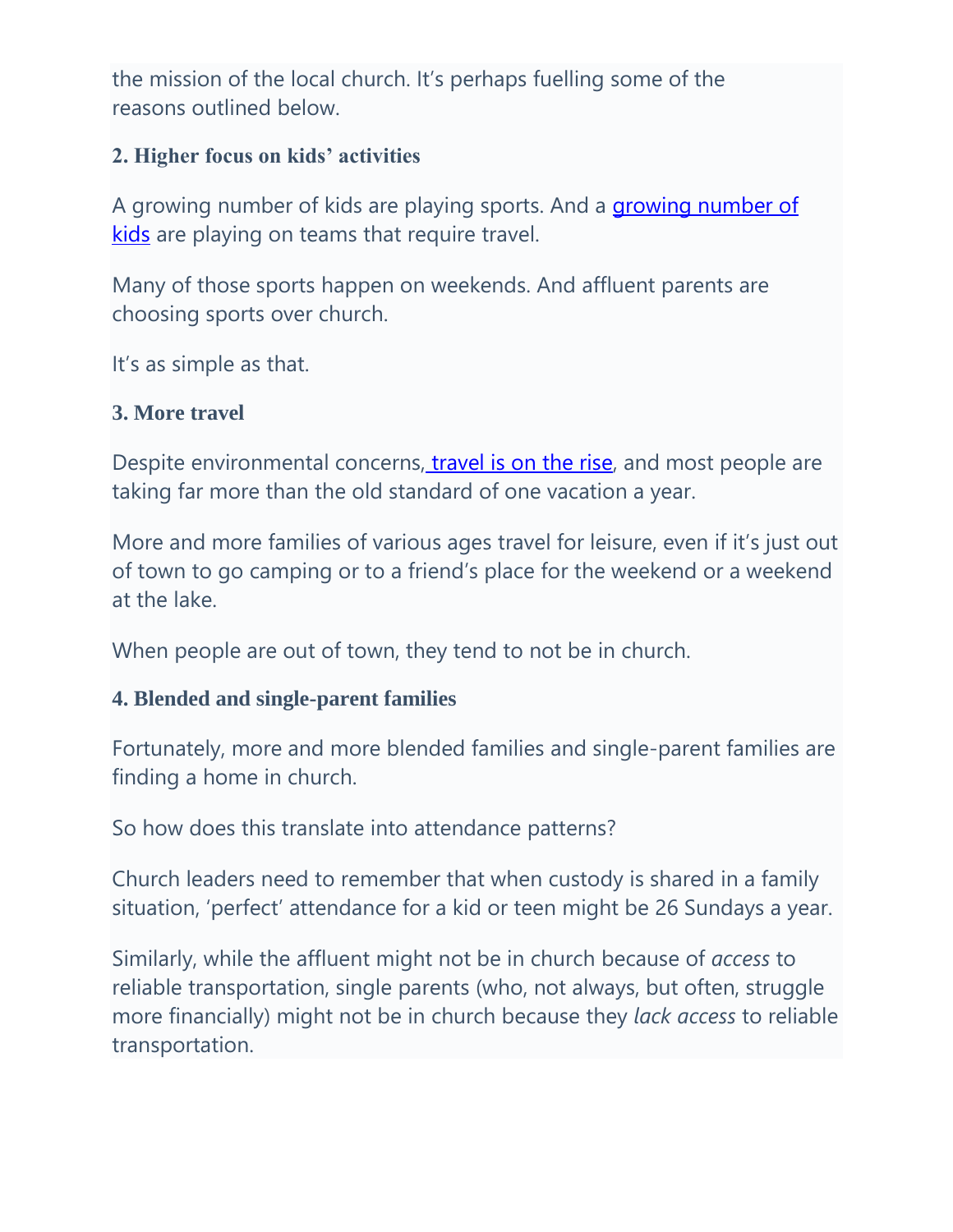the mission of the local church. It's perhaps fuelling some of the reasons outlined below.

### 2. Higher focus on kids' activities

A growing number of kids are playing sports. And a [growing number of kids]() are playing on teams that require travel.

Many of those sports happen on weekends. And affluent parents are choosing sports over church.

It's as simple as that.

### 3. More travel

Despite environmental concerns, [travel is on the rise](), and most people are taking far more than the old standard of one vacation a year.

More and more families of various ages travel for leisure, even if it's just out of town to go camping or to a friend's place for the weekend or a weekend at the lake.

When people are out of town, they tend to not be in church.

### 4. Blended and single-parent families

Fortunately, more and more blended families and single-parent families are finding a home in church.

So how does this translate into attendance patterns?

Church leaders need to remember that when custody is shared in a family situation, 'perfect' attendance for a kid or teen might be 26 Sundays a year.

Similarly, while the affluent might not be in church because of *access* to reliable transportation, single parents (who, not always, but often, struggle more financially) might not be in church because they *lack access* to reliable transportation.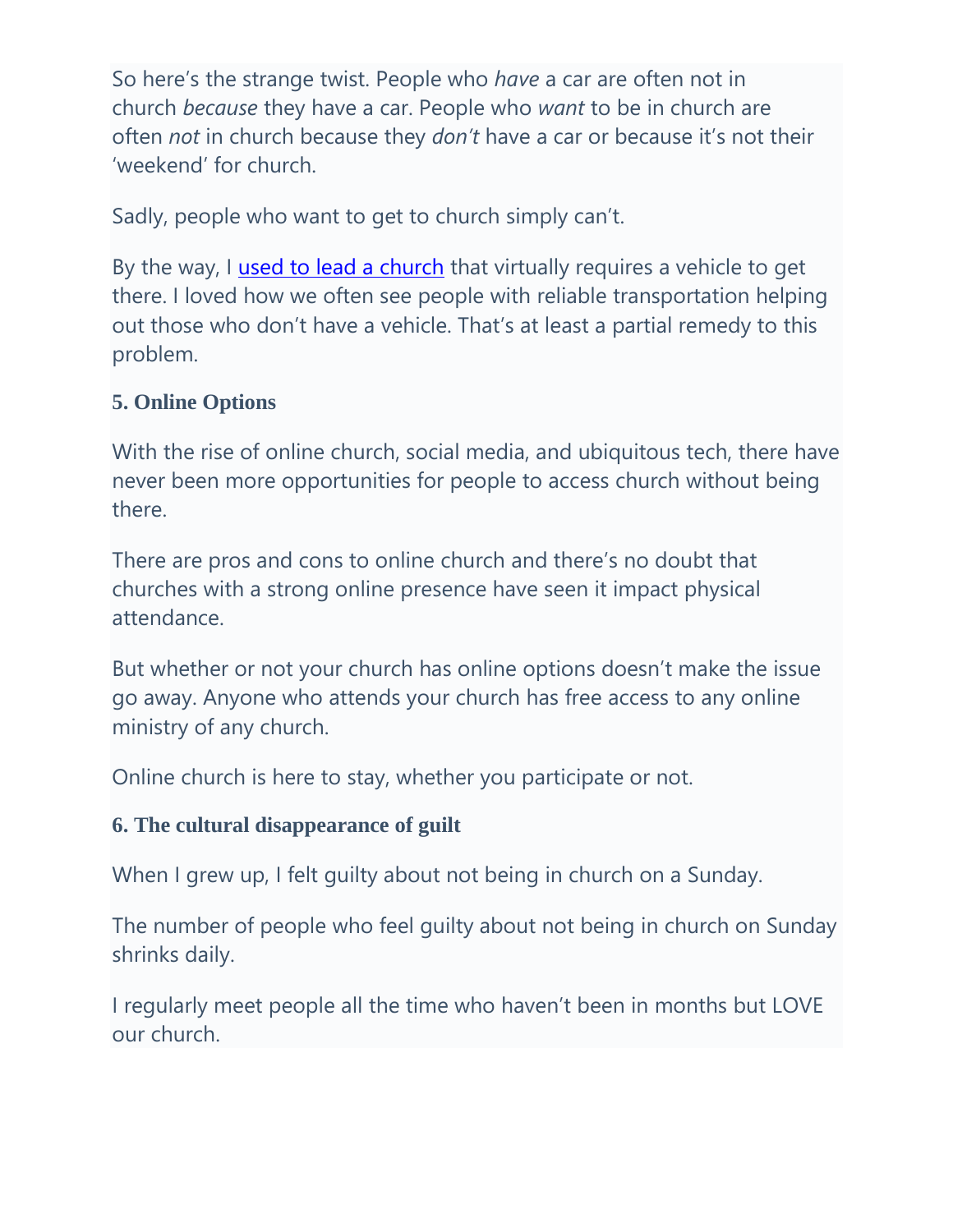So here's the strange twist. People who *have* a car are often not in church *because* they have a car. People who *want* to be in church are often *not* in church because they *don't* have a car or because it's not their 'weekend' for church.

Sadly, people who want to get to church simply can't.

By the way, I used to lead a church that virtually requires a vehicle to get there. I loved how we often see people with reliable transportation helping out those who don't have a vehicle. That's at least a partial remedy to this problem.

### 5. Online Options

With the rise of online church, social media, and ubiquitous tech, there have never been more opportunities for people to access church without being there.

There are pros and cons to online church and there's no doubt that churches with a strong online presence have seen it impact physical attendance.

But whether or not your church has online options doesn't make the issue go away. Anyone who attends your church has free access to any online ministry of any church.

Online church is here to stay, whether you participate or not.

### 6. The cultural disappearance of guilt

When I grew up, I felt guilty about not being in church on a Sunday.

The number of people who feel guilty about not being in church on Sunday shrinks daily.

I regularly meet people all the time who haven't been in months but LOVE our church.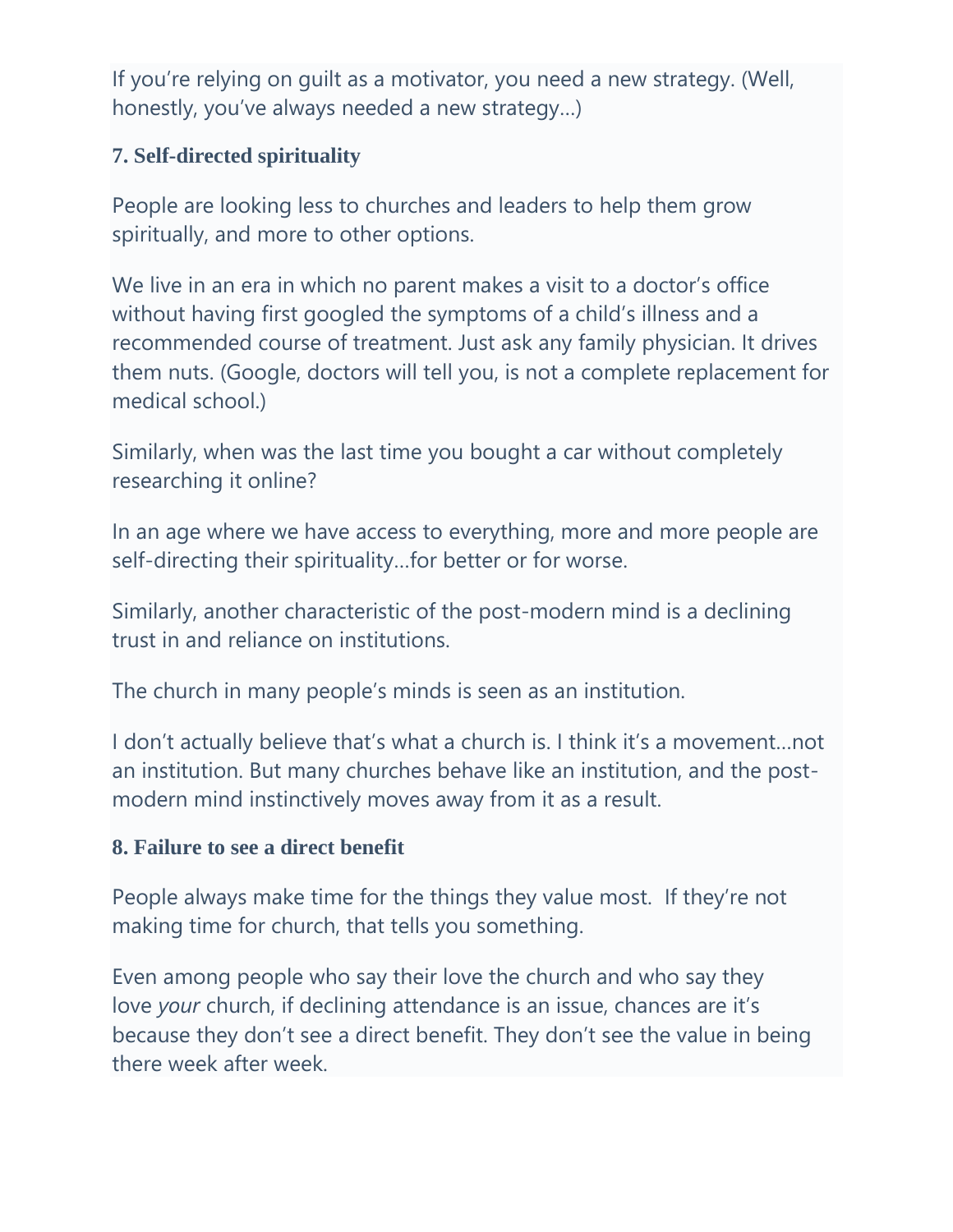If you're relying on guilt as a motivator, you need a new strategy. (Well, honestly, you've always needed a new strategy…)

**7. Self-directed spirituality**

People are looking less to churches and leaders to help them grow spiritually, and more to other options.

We live in an era in which no parent makes a visit to a doctor's office without having first googled the symptoms of a child's illness and a recommended course of treatment. Just ask any family physician. It drives them nuts. (Google, doctors will tell you, is not a complete replacement for medical school.)

Similarly, when was the last time you bought a car without completely researching it online?

In an age where we have access to everything, more and more people are self-directing their spirituality…for better or for worse.

Similarly, another characteristic of the post-modern mind is a declining trust in and reliance on institutions.

The church in many people's minds is seen as an institution.

I don't actually believe that's what a church is. I think it's a movement…not an institution. But many churches behave like an institution, and the post-modern mind instinctively moves away from it as a result.

**8. Failure to see a direct benefit**

People always make time for the things they value most. If they're not making time for church, that tells you something.

Even among people who say their love the church and who say they love *your* church, if declining attendance is an issue, chances are it's because they don't see a direct benefit. They don't see the value in being there week after week.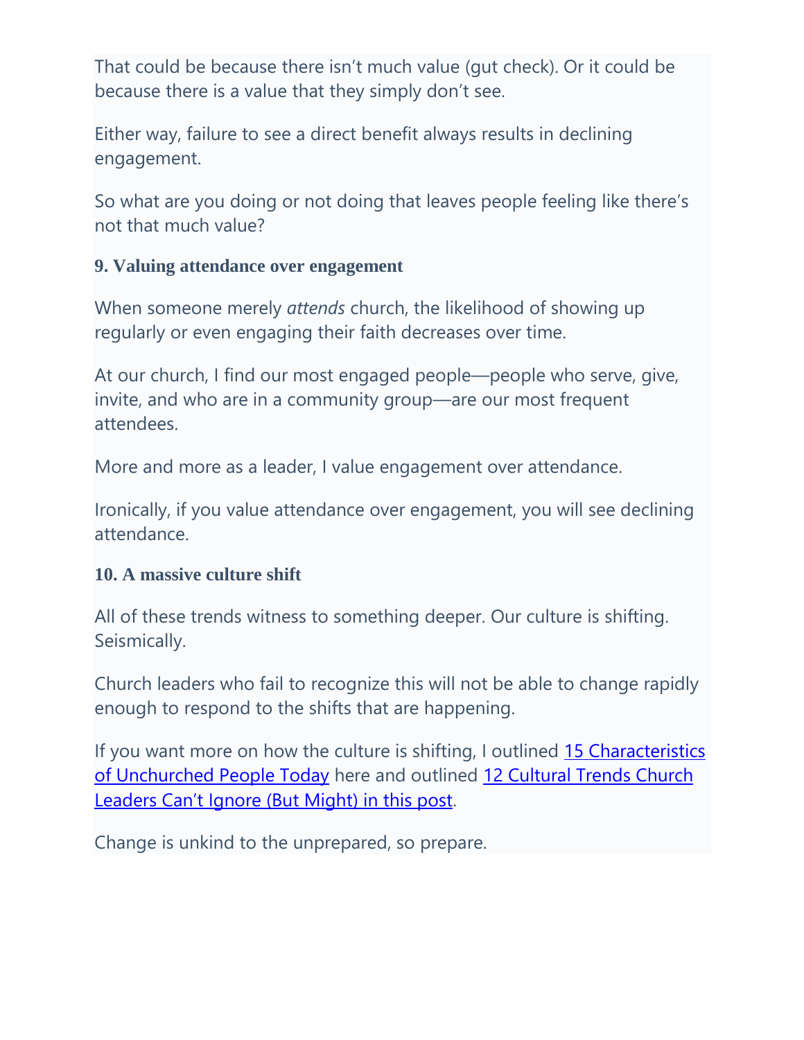That could be because there isn't much value (gut check). Or it could be because there is a value that they simply don't see.

Either way, failure to see a direct benefit always results in declining engagement.

So what are you doing or not doing that leaves people feeling like there's not that much value?

### 9. Valuing attendance over engagement

When someone merely *attends* church, the likelihood of showing up regularly or even engaging their faith decreases over time.

At our church, I find our most engaged people—people who serve, give, invite, and who are in a community group—are our most frequent attendees.

More and more as a leader, I value engagement over attendance.

Ironically, if you value attendance over engagement, you will see declining attendance.

### 10. A massive culture shift

All of these trends witness to something deeper. Our culture is shifting. Seismically.

Church leaders who fail to recognize this will not be able to change rapidly enough to respond to the shifts that are happening.

If you want more on how the culture is shifting, I outlined 15 Characteristics of Unchurched People Today here and outlined 12 Cultural Trends Church Leaders Can't Ignore (But Might) in this post.

Change is unkind to the unprepared, so prepare.